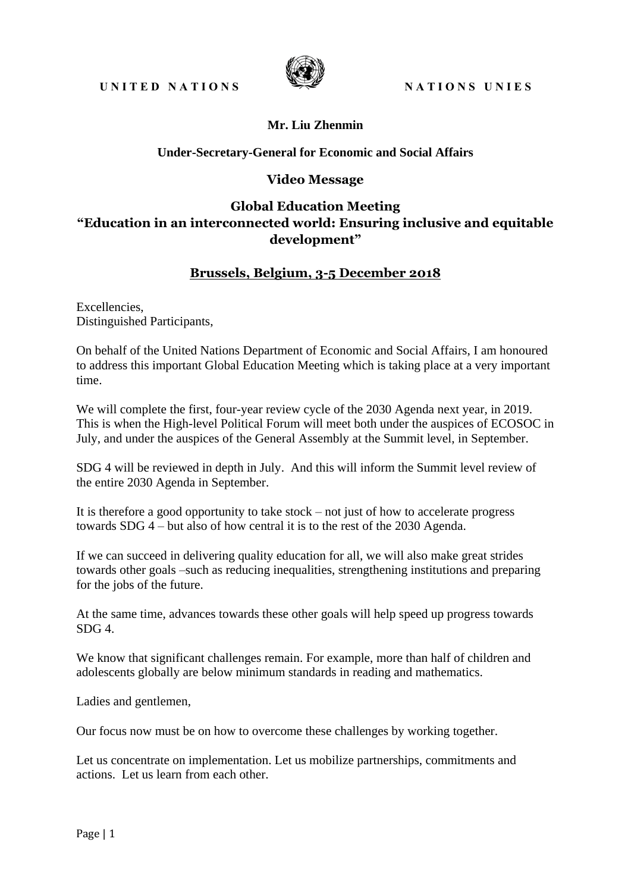UNITED NATIONS　　　　NATIONS UNIES

**Mr. Liu Zhenmin**

**Under-Secretary-General for Economic and Social Affairs**

**Video Message**

**Global Education Meeting**
**"Education in an interconnected world: Ensuring inclusive and equitable development"**

**<u>Brussels, Belgium, 3-5 December 2018</u>**

Excellencies,
Distinguished Participants,

On behalf of the United Nations Department of Economic and Social Affairs, I am honoured to address this important Global Education Meeting which is taking place at a very important time.

We will complete the first, four-year review cycle of the 2030 Agenda next year, in 2019. This is when the High-level Political Forum will meet both under the auspices of ECOSOC in July, and under the auspices of the General Assembly at the Summit level, in September.

SDG 4 will be reviewed in depth in July. And this will inform the Summit level review of the entire 2030 Agenda in September.

It is therefore a good opportunity to take stock – not just of how to accelerate progress towards SDG 4 – but also of how central it is to the rest of the 2030 Agenda.

If we can succeed in delivering quality education for all, we will also make great strides towards other goals –such as reducing inequalities, strengthening institutions and preparing for the jobs of the future.

At the same time, advances towards these other goals will help speed up progress towards SDG 4.

We know that significant challenges remain. For example, more than half of children and adolescents globally are below minimum standards in reading and mathematics.

Ladies and gentlemen,

Our focus now must be on how to overcome these challenges by working together.

Let us concentrate on implementation. Let us mobilize partnerships, commitments and actions. Let us learn from each other.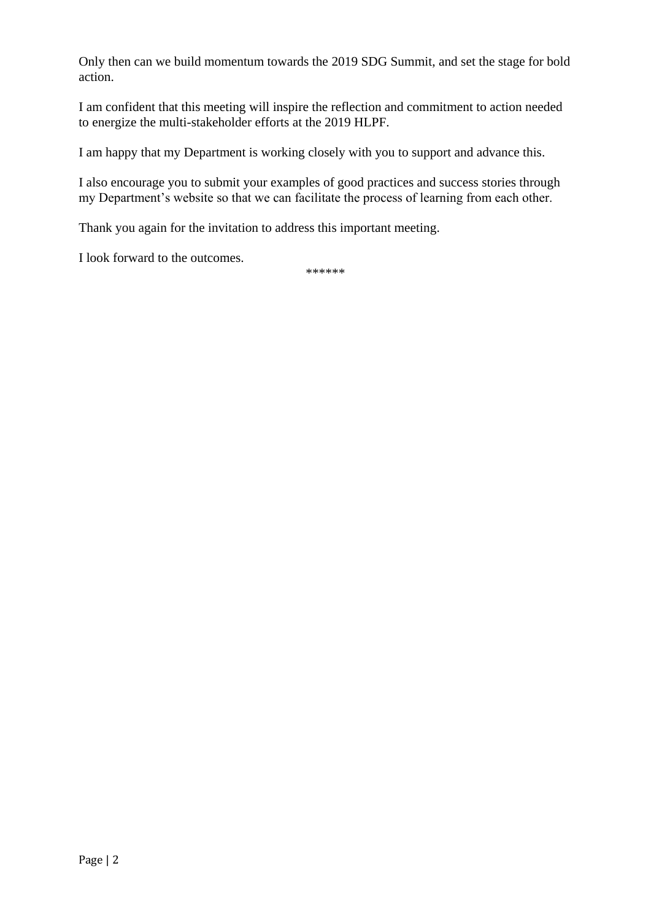Only then can we build momentum towards the 2019 SDG Summit, and set the stage for bold action.

I am confident that this meeting will inspire the reflection and commitment to action needed to energize the multi-stakeholder efforts at the 2019 HLPF.

I am happy that my Department is working closely with you to support and advance this.

I also encourage you to submit your examples of good practices and success stories through my Department's website so that we can facilitate the process of learning from each other.

Thank you again for the invitation to address this important meeting.

I look forward to the outcomes.

******